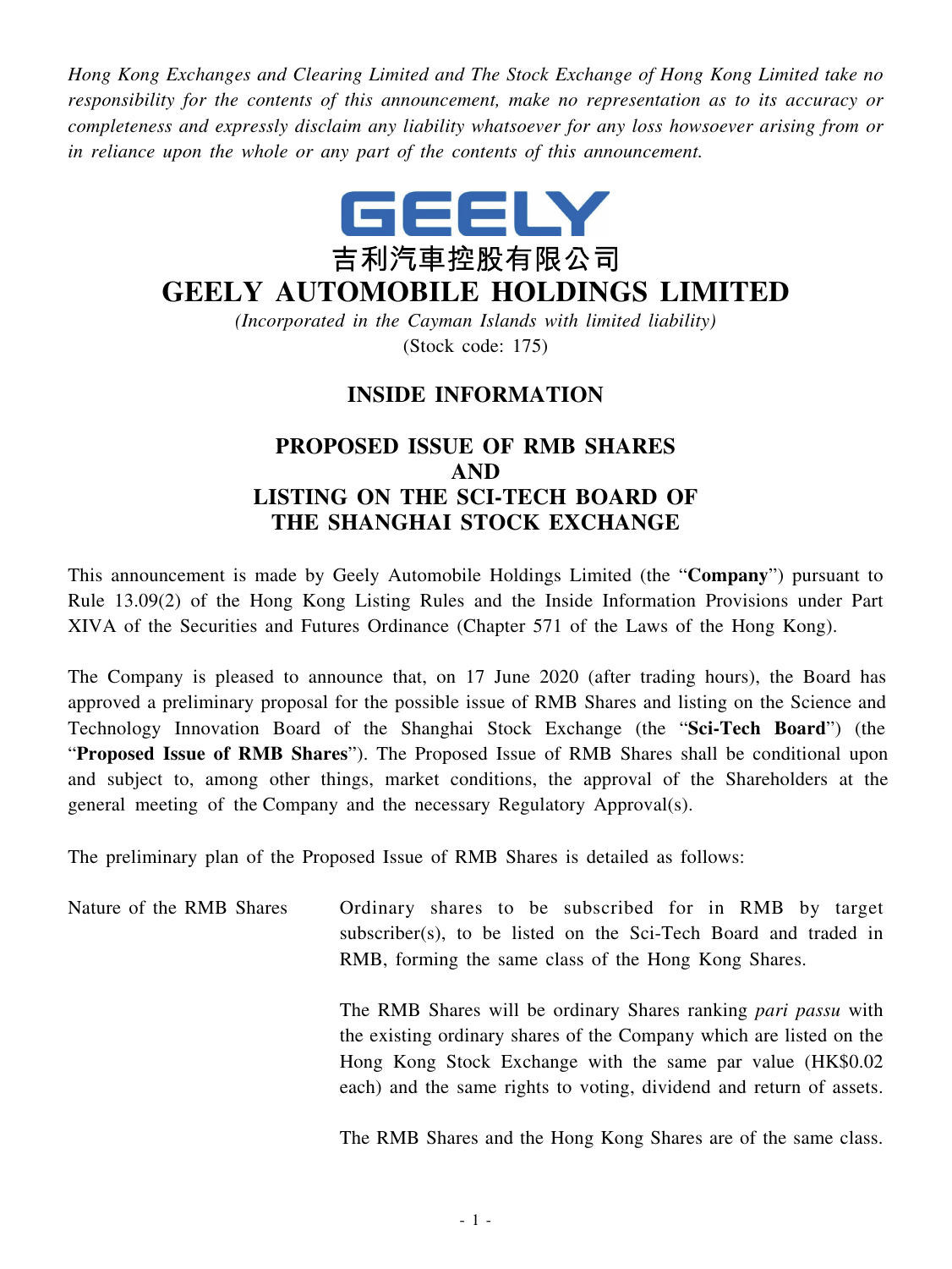*Hong Kong Exchanges and Clearing Limited and The Stock Exchange of Hong Kong Limited take no responsibility for the contents of this announcement, make no representation as to its accuracy or completeness and expressly disclaim any liability whatsoever for any loss howsoever arising from or in reliance upon the whole or any part of the contents of this announcement.*

GEELY

吉利汽車控股有限公司

# GEELY AUTOMOBILE HOLDINGS LIMITED

*(Incorporated in the Cayman Islands with limited liability)*

(Stock code: 175)

## INSIDE INFORMATION

## PROPOSED ISSUE OF RMB SHARES AND LISTING ON THE SCI-TECH BOARD OF THE SHANGHAI STOCK EXCHANGE

This announcement is made by Geely Automobile Holdings Limited (the "**Company**") pursuant to Rule 13.09(2) of the Hong Kong Listing Rules and the Inside Information Provisions under Part XIVA of the Securities and Futures Ordinance (Chapter 571 of the Laws of the Hong Kong).

The Company is pleased to announce that, on 17 June 2020 (after trading hours), the Board has approved a preliminary proposal for the possible issue of RMB Shares and listing on the Science and Technology Innovation Board of the Shanghai Stock Exchange (the "**Sci-Tech Board**") (the "**Proposed Issue of RMB Shares**"). The Proposed Issue of RMB Shares shall be conditional upon and subject to, among other things, market conditions, the approval of the Shareholders at the general meeting of the Company and the necessary Regulatory Approval(s).

The preliminary plan of the Proposed Issue of RMB Shares is detailed as follows:

Nature of the RMB Shares

Ordinary shares to be subscribed for in RMB by target subscriber(s), to be listed on the Sci-Tech Board and traded in RMB, forming the same class of the Hong Kong Shares.

The RMB Shares will be ordinary Shares ranking *pari passu* with the existing ordinary shares of the Company which are listed on the Hong Kong Stock Exchange with the same par value (HK$0.02 each) and the same rights to voting, dividend and return of assets.

The RMB Shares and the Hong Kong Shares are of the same class.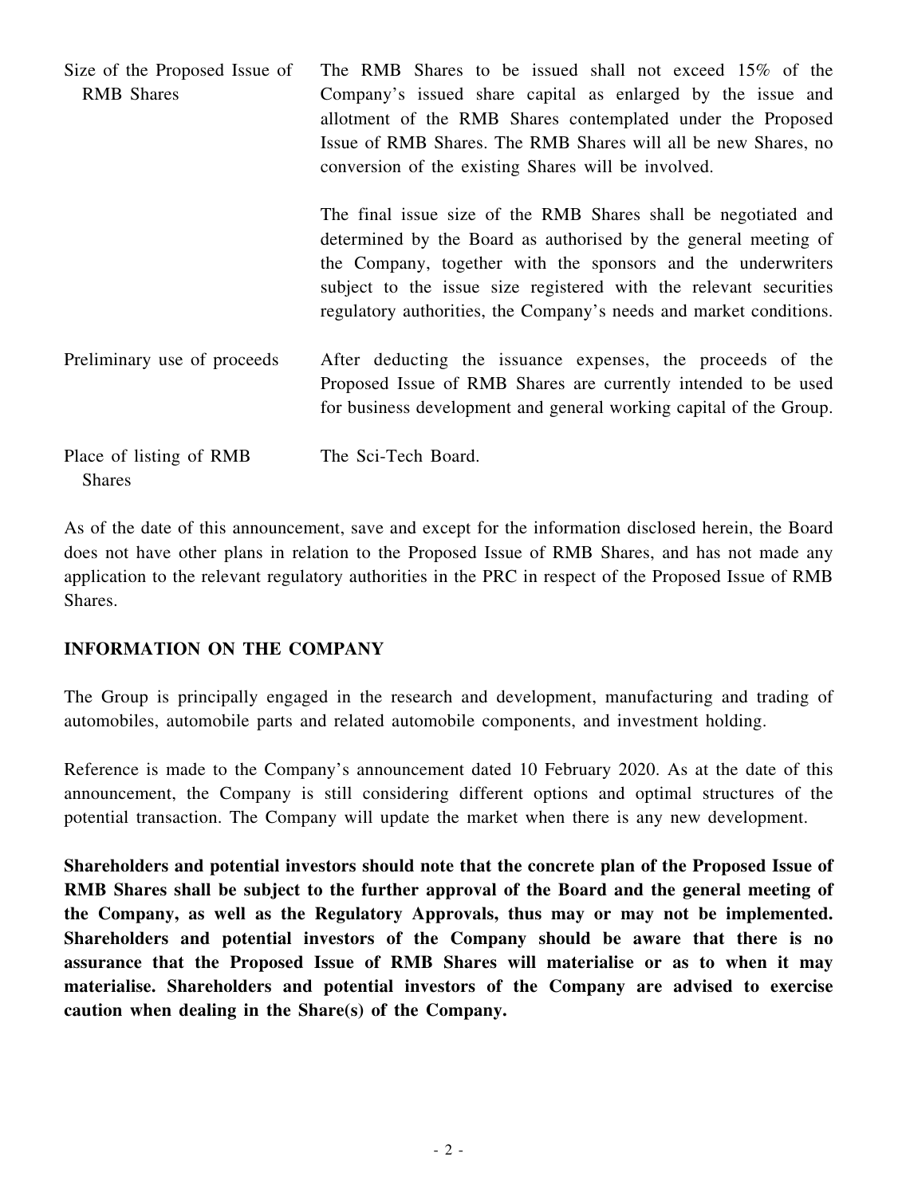| | |
|---|---|
| Size of the Proposed Issue of RMB Shares | The RMB Shares to be issued shall not exceed 15% of the Company's issued share capital as enlarged by the issue and allotment of the RMB Shares contemplated under the Proposed Issue of RMB Shares. The RMB Shares will all be new Shares, no conversion of the existing Shares will be involved.<br><br>The final issue size of the RMB Shares shall be negotiated and determined by the Board as authorised by the general meeting of the Company, together with the sponsors and the underwriters subject to the issue size registered with the relevant securities regulatory authorities, the Company's needs and market conditions. |
| Preliminary use of proceeds | After deducting the issuance expenses, the proceeds of the Proposed Issue of RMB Shares are currently intended to be used for business development and general working capital of the Group. |
| Place of listing of RMB Shares | The Sci-Tech Board. |

As of the date of this announcement, save and except for the information disclosed herein, the Board does not have other plans in relation to the Proposed Issue of RMB Shares, and has not made any application to the relevant regulatory authorities in the PRC in respect of the Proposed Issue of RMB Shares.

## INFORMATION ON THE COMPANY

The Group is principally engaged in the research and development, manufacturing and trading of automobiles, automobile parts and related automobile components, and investment holding.

Reference is made to the Company's announcement dated 10 February 2020. As at the date of this announcement, the Company is still considering different options and optimal structures of the potential transaction. The Company will update the market when there is any new development.

**Shareholders and potential investors should note that the concrete plan of the Proposed Issue of RMB Shares shall be subject to the further approval of the Board and the general meeting of the Company, as well as the Regulatory Approvals, thus may or may not be implemented. Shareholders and potential investors of the Company should be aware that there is no assurance that the Proposed Issue of RMB Shares will materialise or as to when it may materialise. Shareholders and potential investors of the Company are advised to exercise caution when dealing in the Share(s) of the Company.**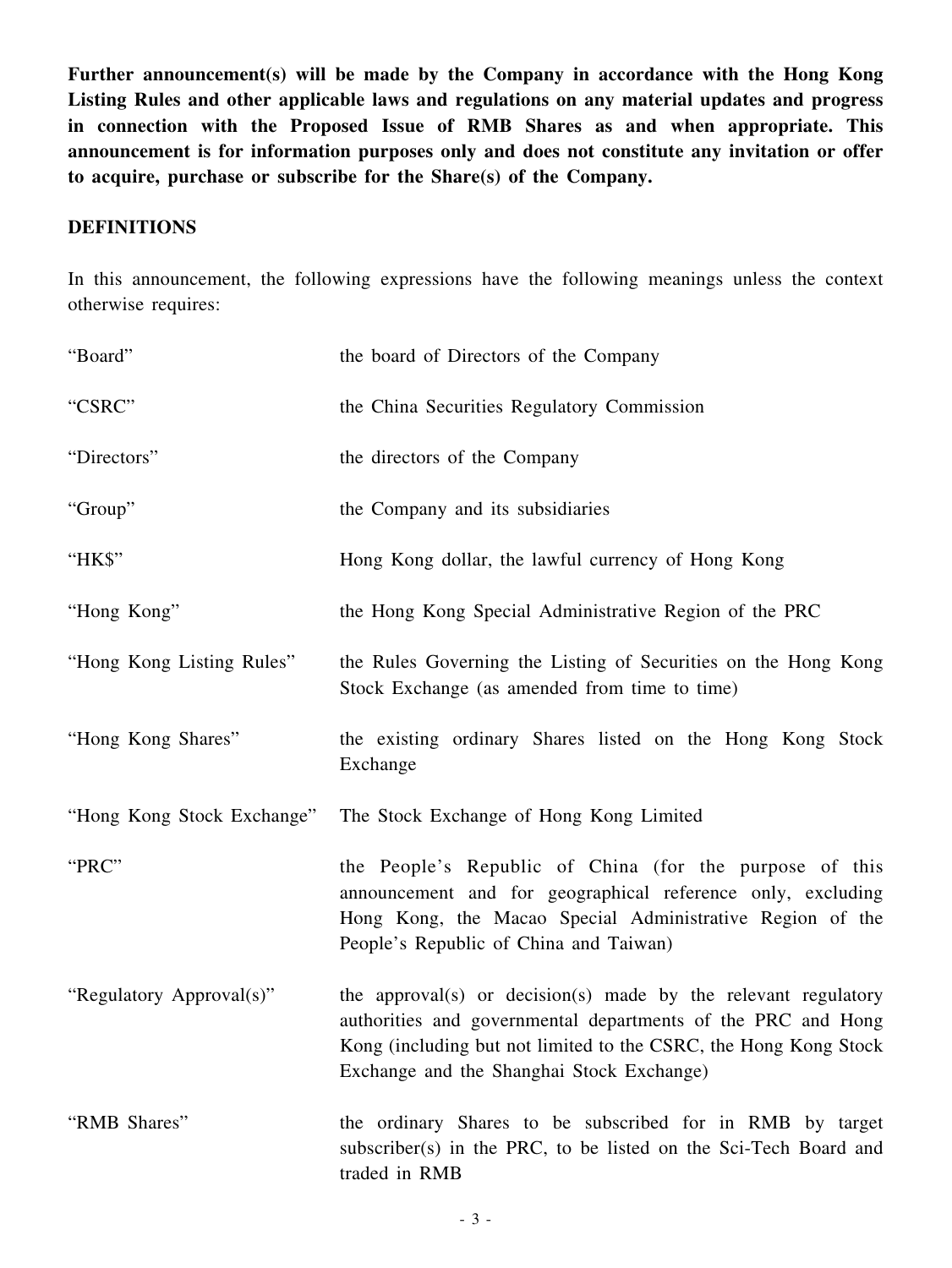**Further announcement(s) will be made by the Company in accordance with the Hong Kong Listing Rules and other applicable laws and regulations on any material updates and progress in connection with the Proposed Issue of RMB Shares as and when appropriate. This announcement is for information purposes only and does not constitute any invitation or offer to acquire, purchase or subscribe for the Share(s) of the Company.**

**DEFINITIONS**

In this announcement, the following expressions have the following meanings unless the context otherwise requires:

| | |
|---|---|
| "Board" | the board of Directors of the Company |
| "CSRC" | the China Securities Regulatory Commission |
| "Directors" | the directors of the Company |
| "Group" | the Company and its subsidiaries |
| "HK$" | Hong Kong dollar, the lawful currency of Hong Kong |
| "Hong Kong" | the Hong Kong Special Administrative Region of the PRC |
| "Hong Kong Listing Rules" | the Rules Governing the Listing of Securities on the Hong Kong Stock Exchange (as amended from time to time) |
| "Hong Kong Shares" | the existing ordinary Shares listed on the Hong Kong Stock Exchange |
| "Hong Kong Stock Exchange" | The Stock Exchange of Hong Kong Limited |
| "PRC" | the People's Republic of China (for the purpose of this announcement and for geographical reference only, excluding Hong Kong, the Macao Special Administrative Region of the People's Republic of China and Taiwan) |
| "Regulatory Approval(s)" | the approval(s) or decision(s) made by the relevant regulatory authorities and governmental departments of the PRC and Hong Kong (including but not limited to the CSRC, the Hong Kong Stock Exchange and the Shanghai Stock Exchange) |
| "RMB Shares" | the ordinary Shares to be subscribed for in RMB by target subscriber(s) in the PRC, to be listed on the Sci-Tech Board and traded in RMB |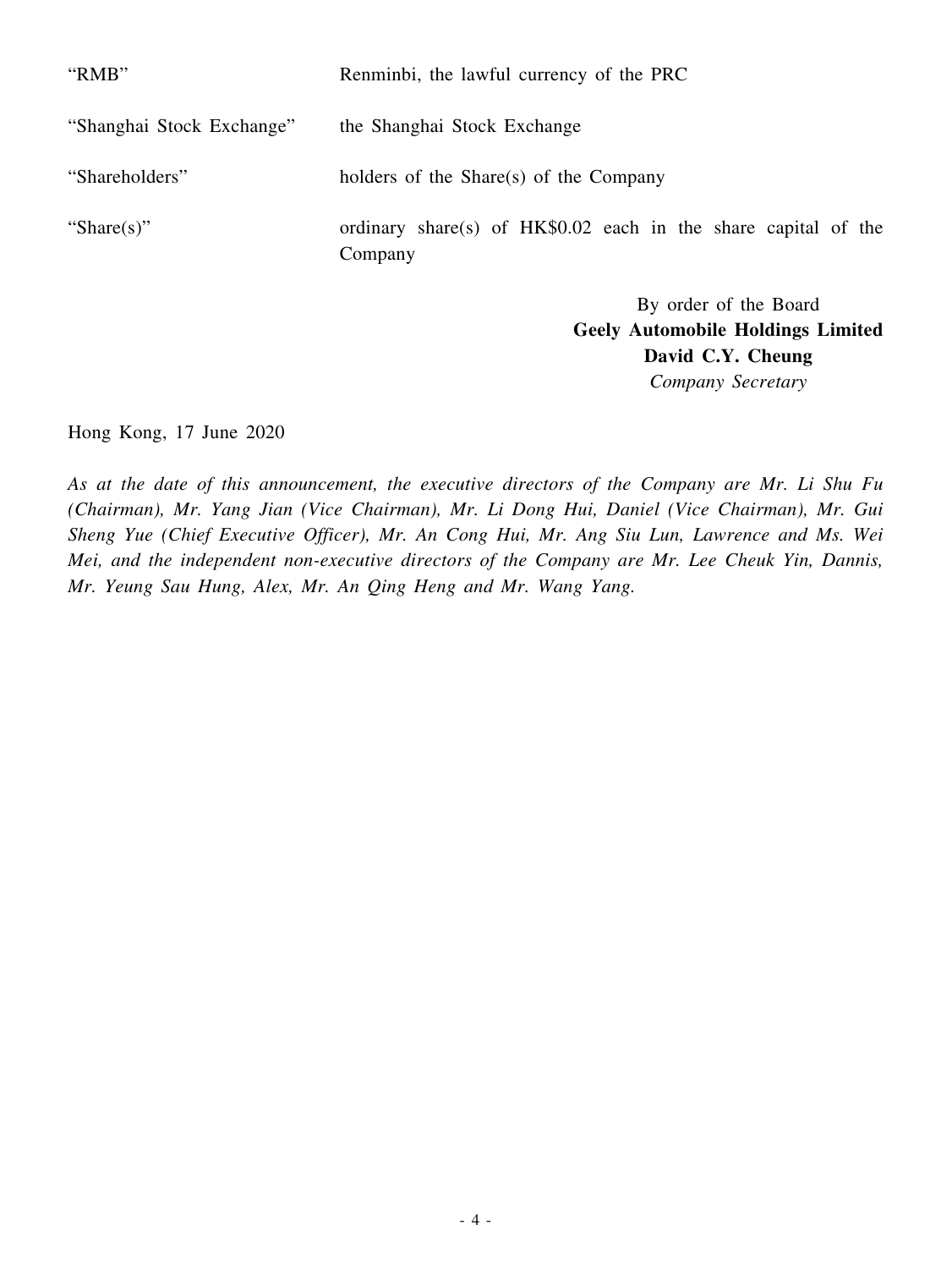| | |
|---|---|
| "RMB" | Renminbi, the lawful currency of the PRC |
| "Shanghai Stock Exchange" | the Shanghai Stock Exchange |
| "Shareholders" | holders of the Share(s) of the Company |
| "Share(s)" | ordinary share(s) of HK$0.02 each in the share capital of the Company |

By order of the Board
**Geely Automobile Holdings Limited**
**David C.Y. Cheung**
*Company Secretary*

Hong Kong, 17 June 2020

*As at the date of this announcement, the executive directors of the Company are Mr. Li Shu Fu (Chairman), Mr. Yang Jian (Vice Chairman), Mr. Li Dong Hui, Daniel (Vice Chairman), Mr. Gui Sheng Yue (Chief Executive Officer), Mr. An Cong Hui, Mr. Ang Siu Lun, Lawrence and Ms. Wei Mei, and the independent non-executive directors of the Company are Mr. Lee Cheuk Yin, Dannis, Mr. Yeung Sau Hung, Alex, Mr. An Qing Heng and Mr. Wang Yang.*